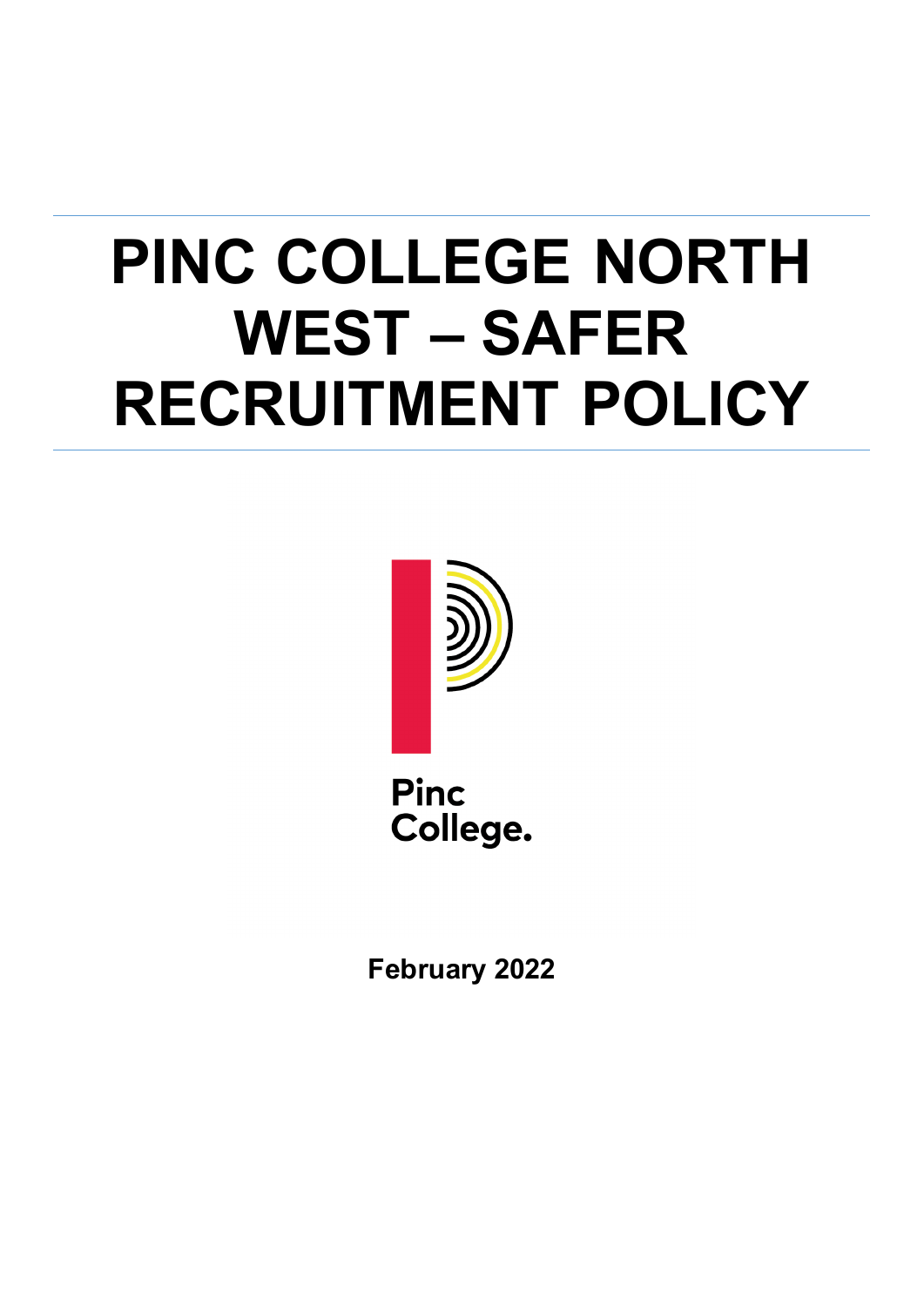# PINC COLLEGE NORTH WEST – SAFER RECRUITMENT POLICY

Pinc College.

**February 2022**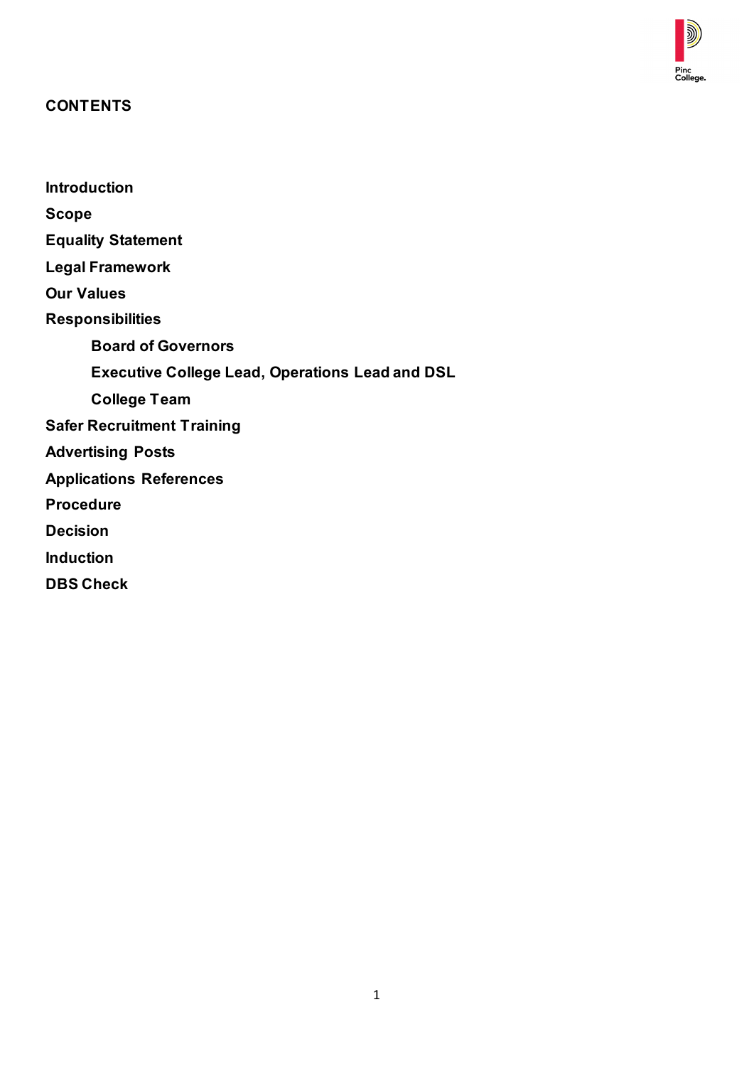## CONTENTS

**Introduction**

**Scope**

**Equality Statement**

**Legal Framework**

**Our Values**

**Responsibilities**

- **Board of Governors**
- **Executive College Lead, Operations Lead and DSL**
- **College Team**

**Safer Recruitment Training**

**Advertising Posts**

**Applications References**

**Procedure**

**Decision**

**Induction**

**DBS Check**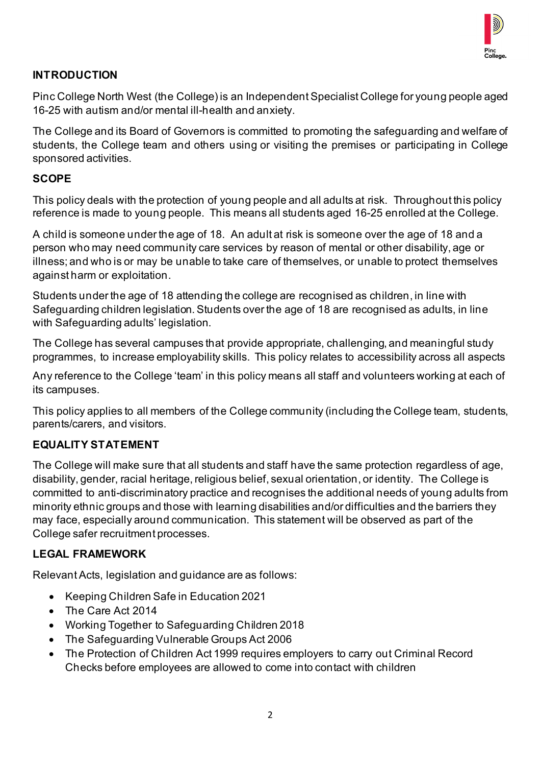## INTRODUCTION

Pinc College North West (the College) is an Independent Specialist College for young people aged 16-25 with autism and/or mental ill-health and anxiety.

The College and its Board of Governors is committed to promoting the safeguarding and welfare of students, the College team and others using or visiting the premises or participating in College sponsored activities.

## SCOPE

This policy deals with the protection of young people and all adults at risk. Throughout this policy reference is made to young people. This means all students aged 16-25 enrolled at the College.

A child is someone under the age of 18. An adult at risk is someone over the age of 18 and a person who may need community care services by reason of mental or other disability, age or illness; and who is or may be unable to take care of themselves, or unable to protect themselves against harm or exploitation.

Students under the age of 18 attending the college are recognised as children, in line with Safeguarding children legislation. Students over the age of 18 are recognised as adults, in line with Safeguarding adults' legislation.

The College has several campuses that provide appropriate, challenging, and meaningful study programmes, to increase employability skills. This policy relates to accessibility across all aspects

Any reference to the College 'team' in this policy means all staff and volunteers working at each of its campuses.

This policy applies to all members of the College community (including the College team, students, parents/carers, and visitors.

## EQUALITY STATEMENT

The College will make sure that all students and staff have the same protection regardless of age, disability, gender, racial heritage, religious belief, sexual orientation, or identity. The College is committed to anti-discriminatory practice and recognises the additional needs of young adults from minority ethnic groups and those with learning disabilities and/or difficulties and the barriers they may face, especially around communication. This statement will be observed as part of the College safer recruitment processes.

## LEGAL FRAMEWORK

Relevant Acts, legislation and guidance are as follows:

- Keeping Children Safe in Education 2021
- The Care Act 2014
- Working Together to Safeguarding Children 2018
- The Safeguarding Vulnerable Groups Act 2006
- The Protection of Children Act 1999 requires employers to carry out Criminal Record Checks before employees are allowed to come into contact with children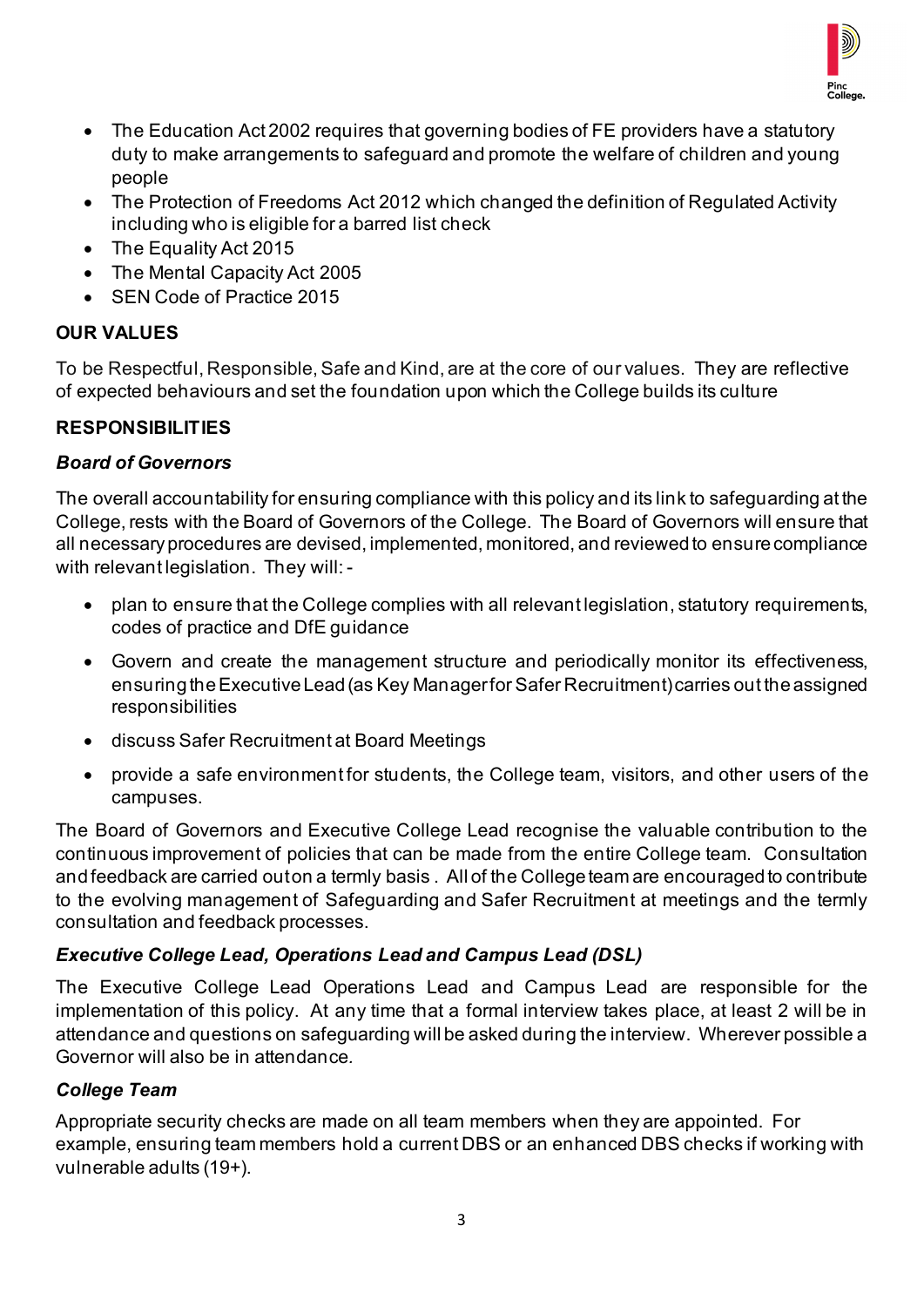- The Education Act 2002 requires that governing bodies of FE providers have a statutory duty to make arrangements to safeguard and promote the welfare of children and young people
- The Protection of Freedoms Act 2012 which changed the definition of Regulated Activity including who is eligible for a barred list check
- The Equality Act 2015
- The Mental Capacity Act 2005
- SEN Code of Practice 2015

## OUR VALUES

To be Respectful, Responsible, Safe and Kind, are at the core of our values. They are reflective of expected behaviours and set the foundation upon which the College builds its culture

## RESPONSIBILITIES

### *Board of Governors*

The overall accountability for ensuring compliance with this policy and its link to safeguarding at the College, rests with the Board of Governors of the College. The Board of Governors will ensure that all necessary procedures are devised, implemented, monitored, and reviewed to ensure compliance with relevant legislation. They will: -

- plan to ensure that the College complies with all relevant legislation, statutory requirements, codes of practice and DfE guidance
- Govern and create the management structure and periodically monitor its effectiveness, ensuring the Executive Lead (as Key Manager for Safer Recruitment) carries out the assigned responsibilities
- discuss Safer Recruitment at Board Meetings
- provide a safe environment for students, the College team, visitors, and other users of the campuses.

The Board of Governors and Executive College Lead recognise the valuable contribution to the continuous improvement of policies that can be made from the entire College team. Consultation and feedback are carried out on a termly basis . All of the College team are encouraged to contribute to the evolving management of Safeguarding and Safer Recruitment at meetings and the termly consultation and feedback processes.

### *Executive College Lead, Operations Lead and Campus Lead (DSL)*

The Executive College Lead Operations Lead and Campus Lead are responsible for the implementation of this policy. At any time that a formal interview takes place, at least 2 will be in attendance and questions on safeguarding will be asked during the interview. Wherever possible a Governor will also be in attendance.

### *College Team*

Appropriate security checks are made on all team members when they are appointed. For example, ensuring team members hold a current DBS or an enhanced DBS checks if working with vulnerable adults (19+).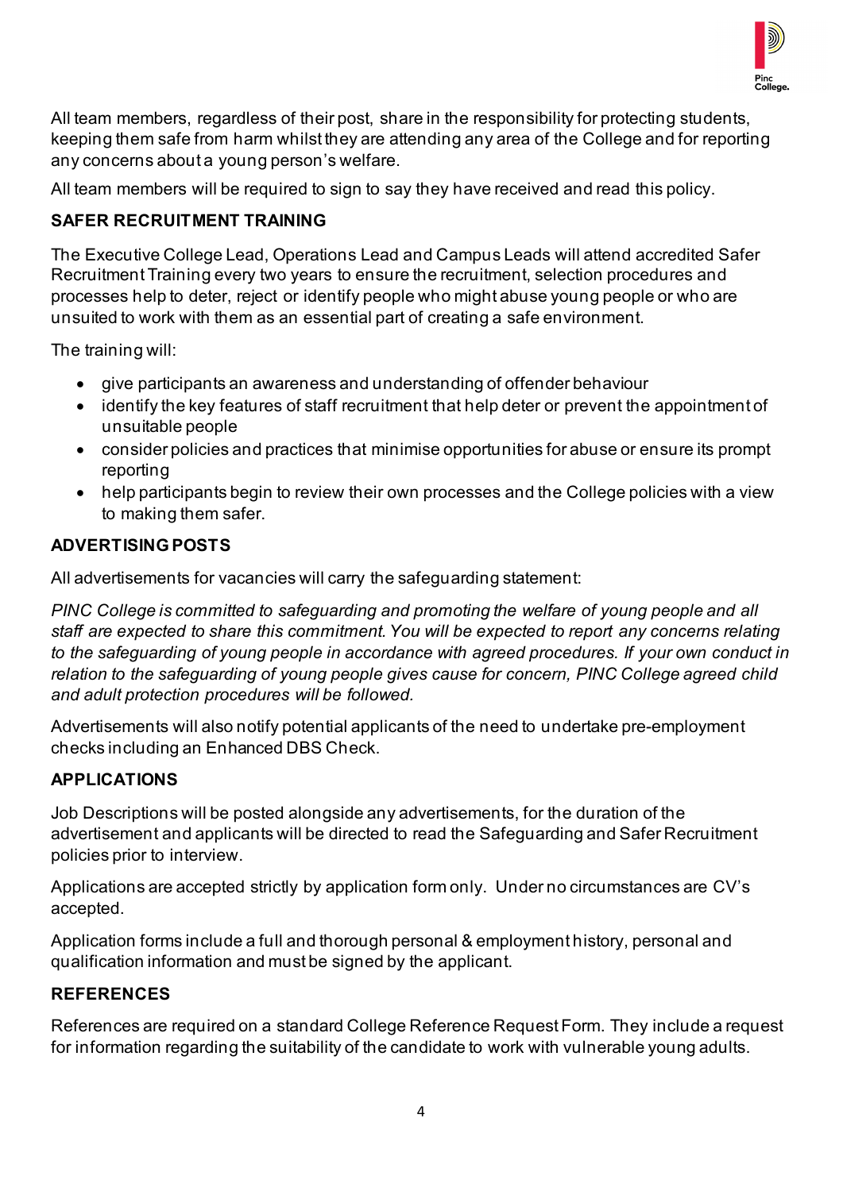All team members, regardless of their post, share in the responsibility for protecting students, keeping them safe from harm whilst they are attending any area of the College and for reporting any concerns about a young person's welfare.

All team members will be required to sign to say they have received and read this policy.

### SAFER RECRUITMENT TRAINING

The Executive College Lead, Operations Lead and Campus Leads will attend accredited Safer Recruitment Training every two years to ensure the recruitment, selection procedures and processes help to deter, reject or identify people who might abuse young people or who are unsuited to work with them as an essential part of creating a safe environment.

The training will:

- give participants an awareness and understanding of offender behaviour
- identify the key features of staff recruitment that help deter or prevent the appointment of unsuitable people
- consider policies and practices that minimise opportunities for abuse or ensure its prompt reporting
- help participants begin to review their own processes and the College policies with a view to making them safer.

### ADVERTISING POSTS

All advertisements for vacancies will carry the safeguarding statement:

*PINC College is committed to safeguarding and promoting the welfare of young people and all staff are expected to share this commitment. You will be expected to report any concerns relating to the safeguarding of young people in accordance with agreed procedures. If your own conduct in relation to the safeguarding of young people gives cause for concern, PINC College agreed child and adult protection procedures will be followed.*

Advertisements will also notify potential applicants of the need to undertake pre-employment checks including an Enhanced DBS Check.

### APPLICATIONS

Job Descriptions will be posted alongside any advertisements, for the duration of the advertisement and applicants will be directed to read the Safeguarding and Safer Recruitment policies prior to interview.

Applications are accepted strictly by application form only. Under no circumstances are CV's accepted.

Application forms include a full and thorough personal & employment history, personal and qualification information and must be signed by the applicant.

### REFERENCES

References are required on a standard College Reference Request Form. They include a request for information regarding the suitability of the candidate to work with vulnerable young adults.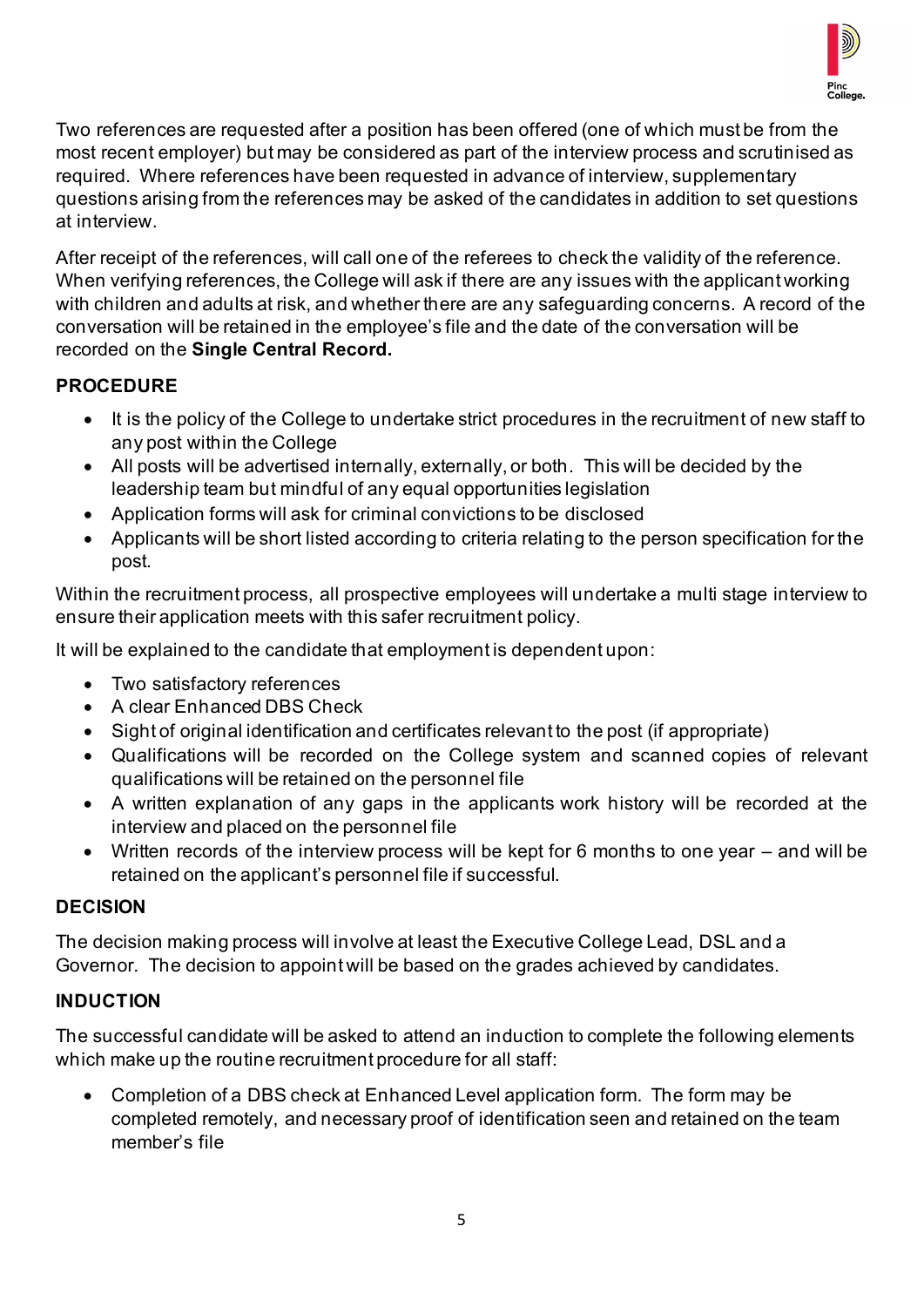Two references are requested after a position has been offered (one of which must be from the most recent employer) but may be considered as part of the interview process and scrutinised as required. Where references have been requested in advance of interview, supplementary questions arising from the references may be asked of the candidates in addition to set questions at interview.

After receipt of the references, will call one of the referees to check the validity of the reference. When verifying references, the College will ask if there are any issues with the applicant working with children and adults at risk, and whether there are any safeguarding concerns. A record of the conversation will be retained in the employee's file and the date of the conversation will be recorded on the **Single Central Record.**

## PROCEDURE

- It is the policy of the College to undertake strict procedures in the recruitment of new staff to any post within the College
- All posts will be advertised internally, externally, or both. This will be decided by the leadership team but mindful of any equal opportunities legislation
- Application forms will ask for criminal convictions to be disclosed
- Applicants will be short listed according to criteria relating to the person specification for the post.

Within the recruitment process, all prospective employees will undertake a multi stage interview to ensure their application meets with this safer recruitment policy.

It will be explained to the candidate that employment is dependent upon:

- Two satisfactory references
- A clear Enhanced DBS Check
- Sight of original identification and certificates relevant to the post (if appropriate)
- Qualifications will be recorded on the College system and scanned copies of relevant qualifications will be retained on the personnel file
- A written explanation of any gaps in the applicants work history will be recorded at the interview and placed on the personnel file
- Written records of the interview process will be kept for 6 months to one year – and will be retained on the applicant's personnel file if successful.

## DECISION

The decision making process will involve at least the Executive College Lead, DSL and a Governor. The decision to appoint will be based on the grades achieved by candidates.

## INDUCTION

The successful candidate will be asked to attend an induction to complete the following elements which make up the routine recruitment procedure for all staff:

- Completion of a DBS check at Enhanced Level application form. The form may be completed remotely, and necessary proof of identification seen and retained on the team member's file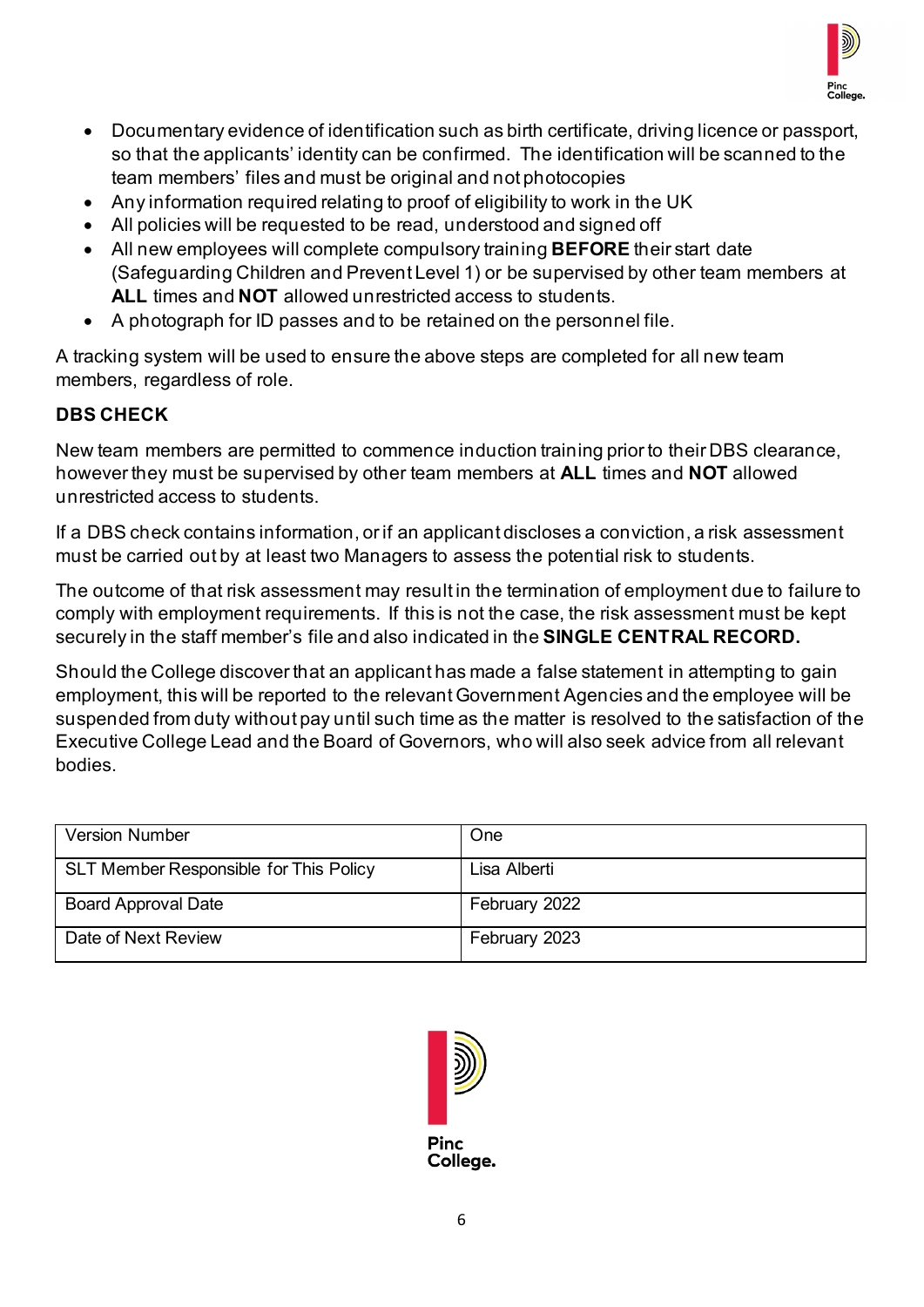- Documentary evidence of identification such as birth certificate, driving licence or passport, so that the applicants' identity can be confirmed. The identification will be scanned to the team members' files and must be original and not photocopies
- Any information required relating to proof of eligibility to work in the UK
- All policies will be requested to be read, understood and signed off
- All new employees will complete compulsory training **BEFORE** their start date (Safeguarding Children and Prevent Level 1) or be supervised by other team members at **ALL** times and **NOT** allowed unrestricted access to students.
- A photograph for ID passes and to be retained on the personnel file.

A tracking system will be used to ensure the above steps are completed for all new team members, regardless of role.

**DBS CHECK**

New team members are permitted to commence induction training prior to their DBS clearance, however they must be supervised by other team members at **ALL** times and **NOT** allowed unrestricted access to students.

If a DBS check contains information, or if an applicant discloses a conviction, a risk assessment must be carried out by at least two Managers to assess the potential risk to students.

The outcome of that risk assessment may result in the termination of employment due to failure to comply with employment requirements. If this is not the case, the risk assessment must be kept securely in the staff member's file and also indicated in the **SINGLE CENTRAL RECORD.**

Should the College discover that an applicant has made a false statement in attempting to gain employment, this will be reported to the relevant Government Agencies and the employee will be suspended from duty without pay until such time as the matter is resolved to the satisfaction of the Executive College Lead and the Board of Governors, who will also seek advice from all relevant bodies.

| | |
|---|---|
| Version Number | One |
| SLT Member Responsible for This Policy | Lisa Alberti |
| Board Approval Date | February 2022 |
| Date of Next Review | February 2023 |

Pinc College.